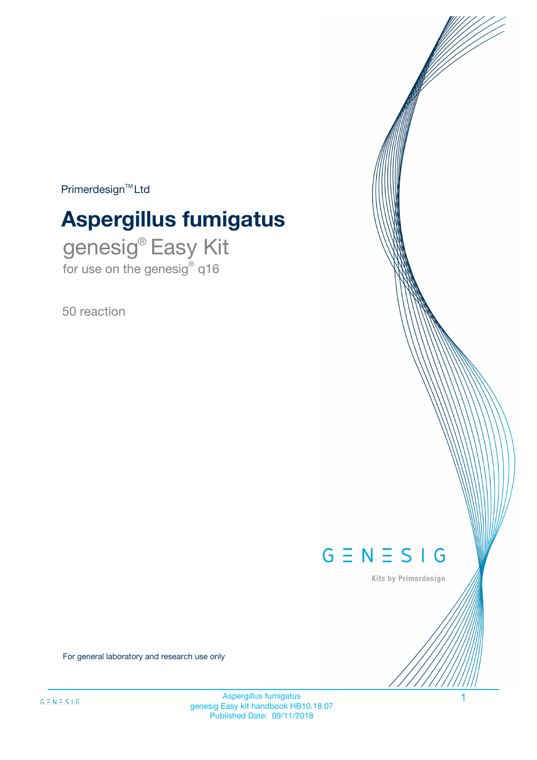Primerdesign™ Ltd

# Aspergillus fumigatus

## genesig® Easy Kit

for use on the genesig® q16

50 reaction

GENESIG

Kits by Primerdesign

For general laboratory and research use only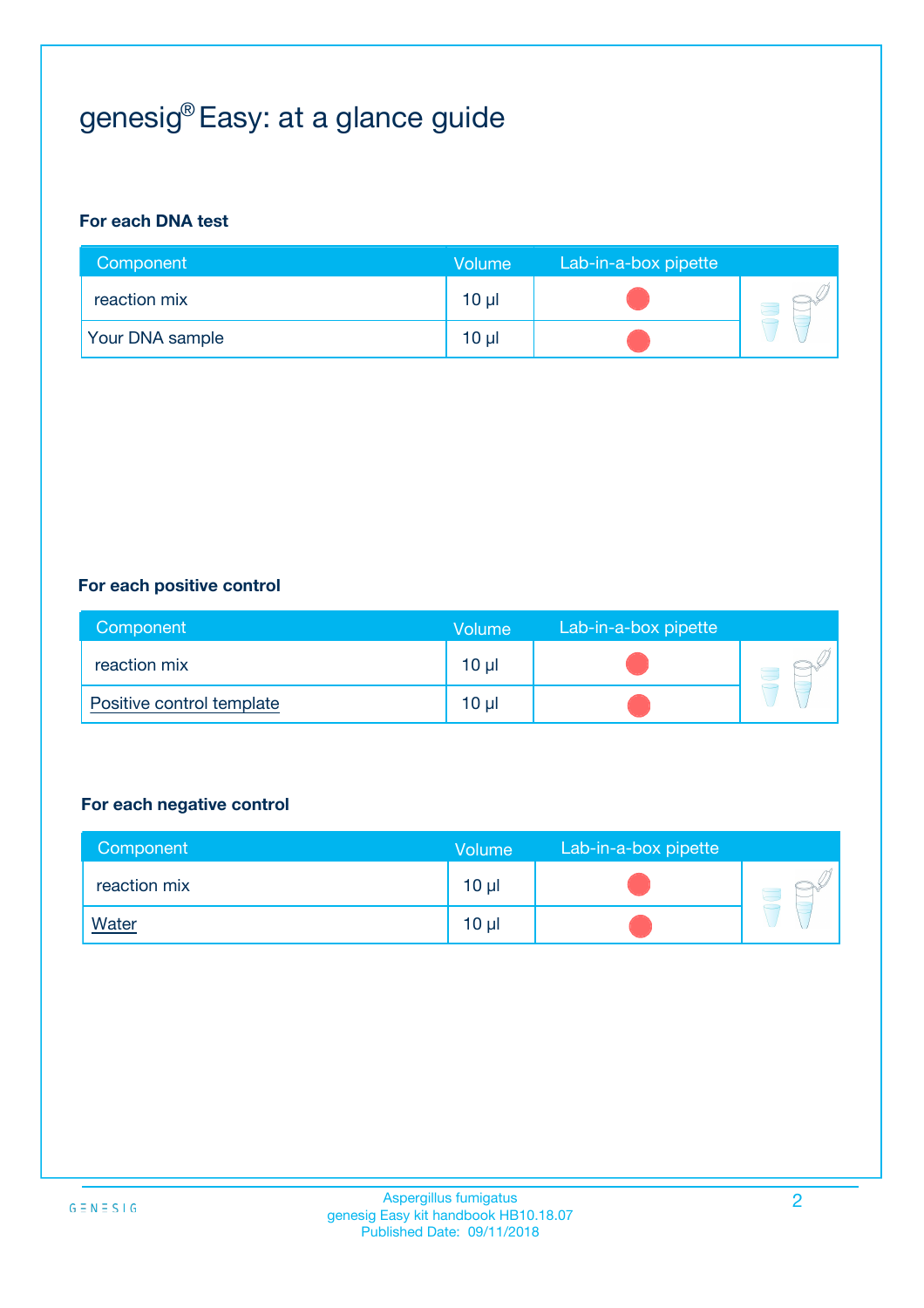# genesig® Easy: at a glance guide

**For each DNA test**

| Component | Volume | Lab-in-a-box pipette |
| --- | --- | --- |
| reaction mix | 10 µl | |
| Your DNA sample | 10 µl | |

**For each positive control**

| Component | Volume | Lab-in-a-box pipette |
| --- | --- | --- |
| reaction mix | 10 µl | |
| Positive control template | 10 µl | |

**For each negative control**

| Component | Volume | Lab-in-a-box pipette |
| --- | --- | --- |
| reaction mix | 10 µl | |
| Water | 10 µl | |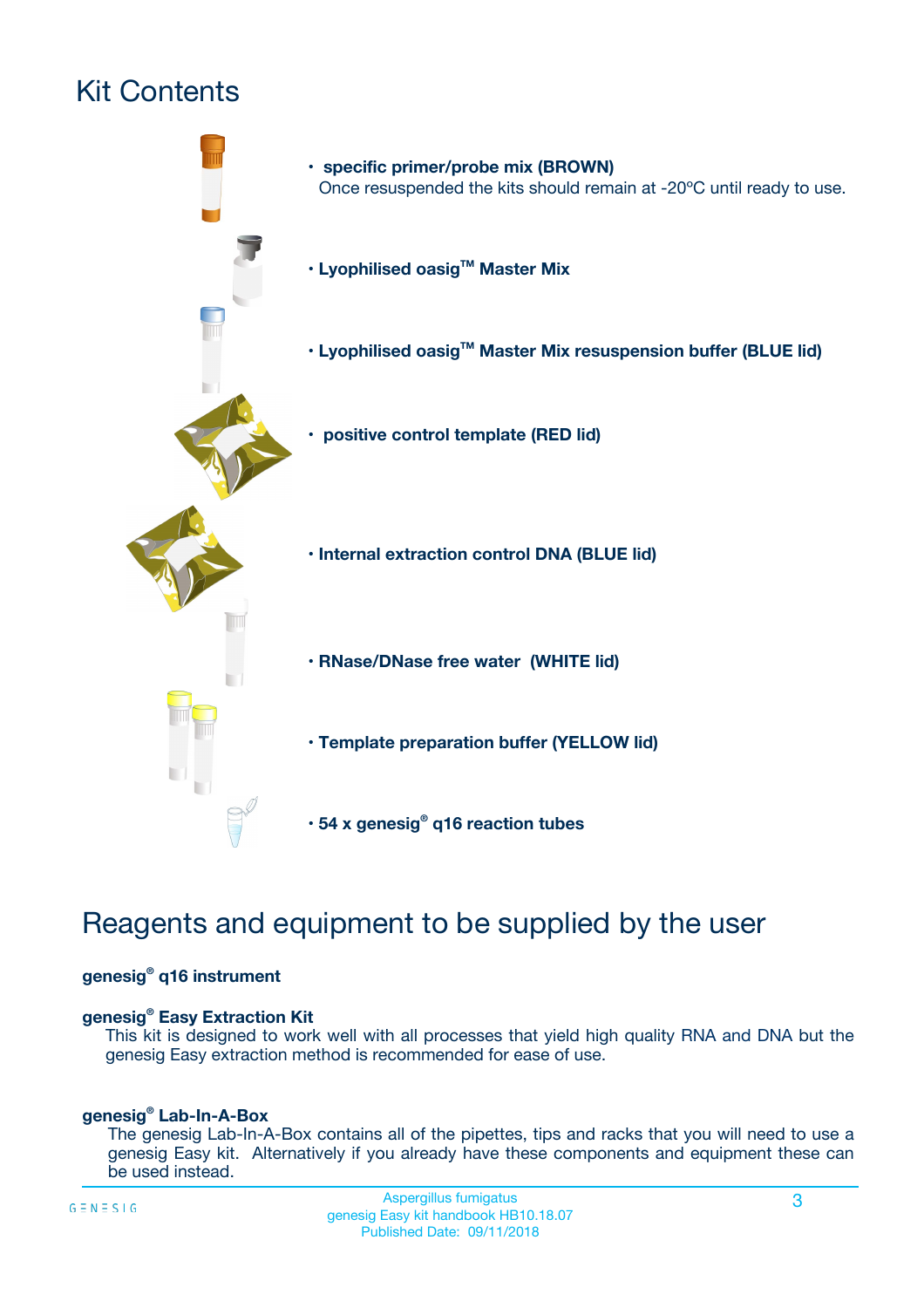# Kit Contents

- **specific primer/probe mix (BROWN)**
  Once resuspended the kits should remain at -20ºC until ready to use.
- **Lyophilised oasig™ Master Mix**
- **Lyophilised oasig™ Master Mix resuspension buffer (BLUE lid)**
- **positive control template (RED lid)**
- **Internal extraction control DNA (BLUE lid)**
- **RNase/DNase free water (WHITE lid)**
- **Template preparation buffer (YELLOW lid)**
- **54 x genesig® q16 reaction tubes**

# Reagents and equipment to be supplied by the user

**genesig® q16 instrument**

**genesig® Easy Extraction Kit**

This kit is designed to work well with all processes that yield high quality RNA and DNA but the genesig Easy extraction method is recommended for ease of use.

**genesig® Lab-In-A-Box**

The genesig Lab-In-A-Box contains all of the pipettes, tips and racks that you will need to use a genesig Easy kit. Alternatively if you already have these components and equipment these can be used instead.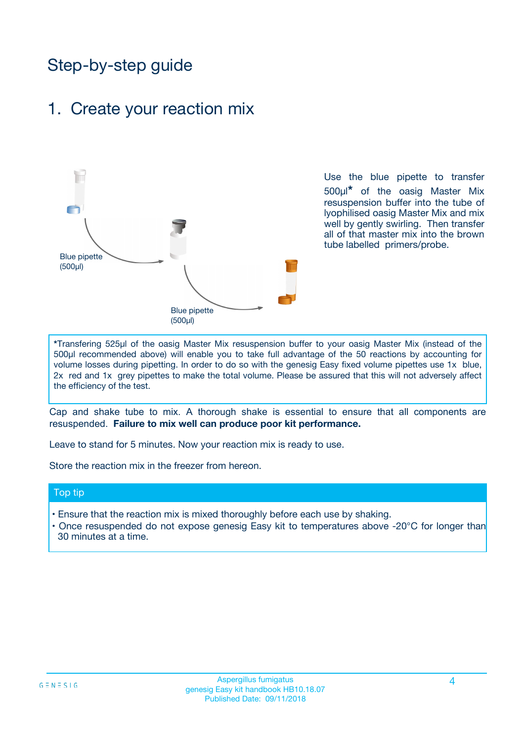# Step-by-step guide

## 1. Create your reaction mix

Blue pipette (500µl)

Blue pipette (500µl)

Use the blue pipette to transfer 500µl* of the oasig Master Mix resuspension buffer into the tube of lyophilised oasig Master Mix and mix well by gently swirling. Then transfer all of that master mix into the brown tube labelled primers/probe.

*Transfering 525µl of the oasig Master Mix resuspension buffer to your oasig Master Mix (instead of the 500µl recommended above) will enable you to take full advantage of the 50 reactions by accounting for volume losses during pipetting. In order to do so with the genesig Easy fixed volume pipettes use 1x blue, 2x red and 1x grey pipettes to make the total volume. Please be assured that this will not adversely affect the efficiency of the test.

Cap and shake tube to mix. A thorough shake is essential to ensure that all components are resuspended. **Failure to mix well can produce poor kit performance.**

Leave to stand for 5 minutes. Now your reaction mix is ready to use.

Store the reaction mix in the freezer from hereon.

### Top tip

- Ensure that the reaction mix is mixed thoroughly before each use by shaking.
- Once resuspended do not expose genesig Easy kit to temperatures above -20°C for longer than 30 minutes at a time.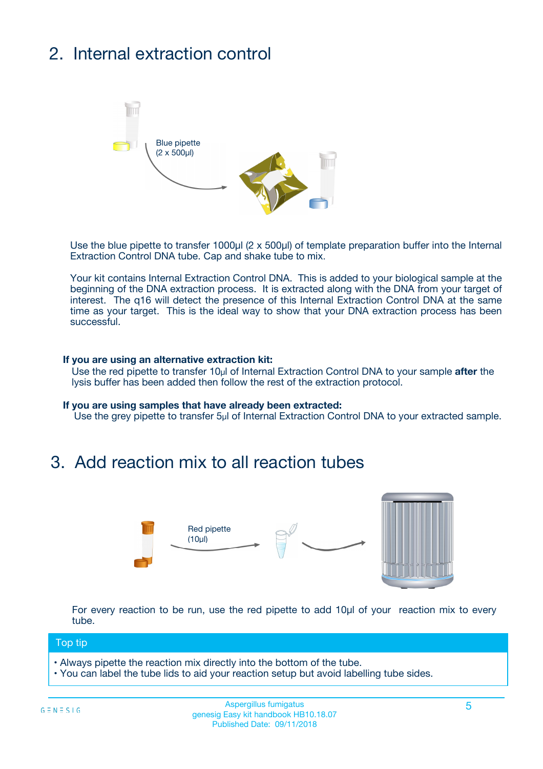## 2. Internal extraction control

Blue pipette
(2 x 500µl)

Use the blue pipette to transfer 1000µl (2 x 500µl) of template preparation buffer into the Internal Extraction Control DNA tube. Cap and shake tube to mix.

Your kit contains Internal Extraction Control DNA. This is added to your biological sample at the beginning of the DNA extraction process. It is extracted along with the DNA from your target of interest. The q16 will detect the presence of this Internal Extraction Control DNA at the same time as your target. This is the ideal way to show that your DNA extraction process has been successful.

**If you are using an alternative extraction kit:**
Use the red pipette to transfer 10µl of Internal Extraction Control DNA to your sample **after** the lysis buffer has been added then follow the rest of the extraction protocol.

**If you are using samples that have already been extracted:**
Use the grey pipette to transfer 5µl of Internal Extraction Control DNA to your extracted sample.

## 3. Add reaction mix to all reaction tubes

Red pipette
(10µl)

For every reaction to be run, use the red pipette to add 10µl of your reaction mix to every tube.

**Top tip**

- Always pipette the reaction mix directly into the bottom of the tube.
- You can label the tube lids to aid your reaction setup but avoid labelling tube sides.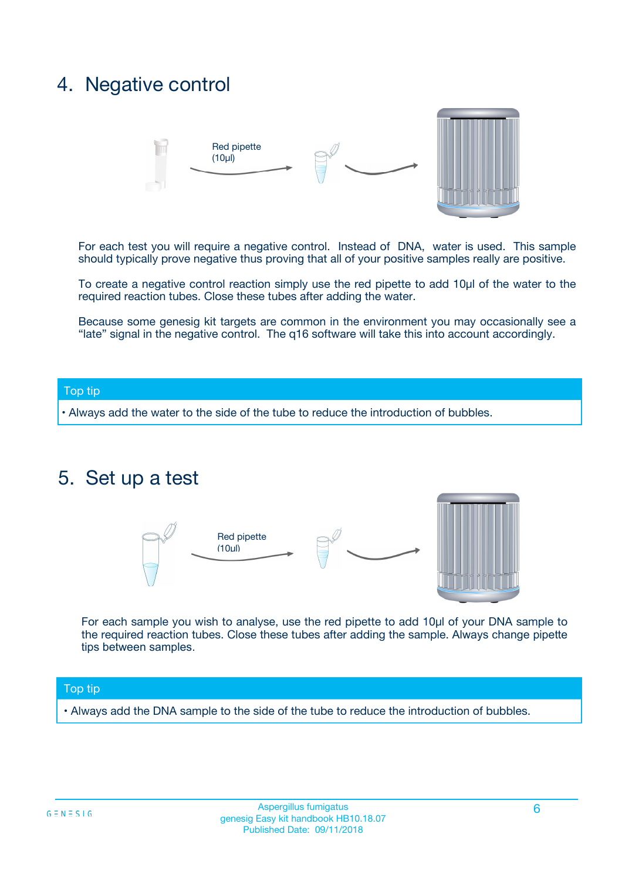## 4. Negative control

Red pipette (10µl)

For each test you will require a negative control. Instead of DNA, water is used. This sample should typically prove negative thus proving that all of your positive samples really are positive.

To create a negative control reaction simply use the red pipette to add 10µl of the water to the required reaction tubes. Close these tubes after adding the water.

Because some genesig kit targets are common in the environment you may occasionally see a "late" signal in the negative control. The q16 software will take this into account accordingly.

**Top tip**

- Always add the water to the side of the tube to reduce the introduction of bubbles.

## 5. Set up a test

Red pipette (10µl)

For each sample you wish to analyse, use the red pipette to add 10µl of your DNA sample to the required reaction tubes. Close these tubes after adding the sample. Always change pipette tips between samples.

**Top tip**

- Always add the DNA sample to the side of the tube to reduce the introduction of bubbles.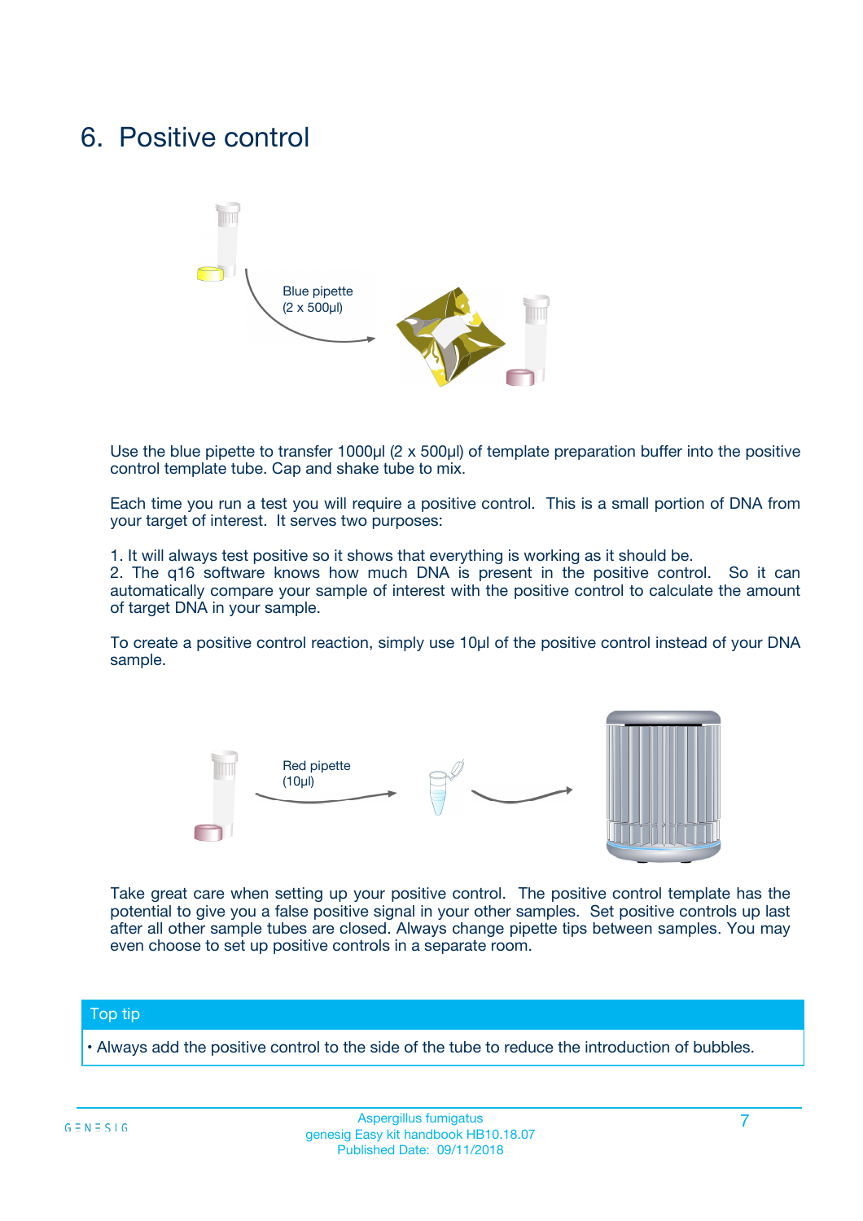# 6. Positive control

Blue pipette
(2 x 500µl)

Use the blue pipette to transfer 1000µl (2 x 500µl) of template preparation buffer into the positive control template tube. Cap and shake tube to mix.

Each time you run a test you will require a positive control. This is a small portion of DNA from your target of interest. It serves two purposes:

1. It will always test positive so it shows that everything is working as it should be.
2. The q16 software knows how much DNA is present in the positive control. So it can automatically compare your sample of interest with the positive control to calculate the amount of target DNA in your sample.

To create a positive control reaction, simply use 10µl of the positive control instead of your DNA sample.

Red pipette
(10µl)

Take great care when setting up your positive control. The positive control template has the potential to give you a false positive signal in your other samples. Set positive controls up last after all other sample tubes are closed. Always change pipette tips between samples. You may even choose to set up positive controls in a separate room.

**Top tip**

• Always add the positive control to the side of the tube to reduce the introduction of bubbles.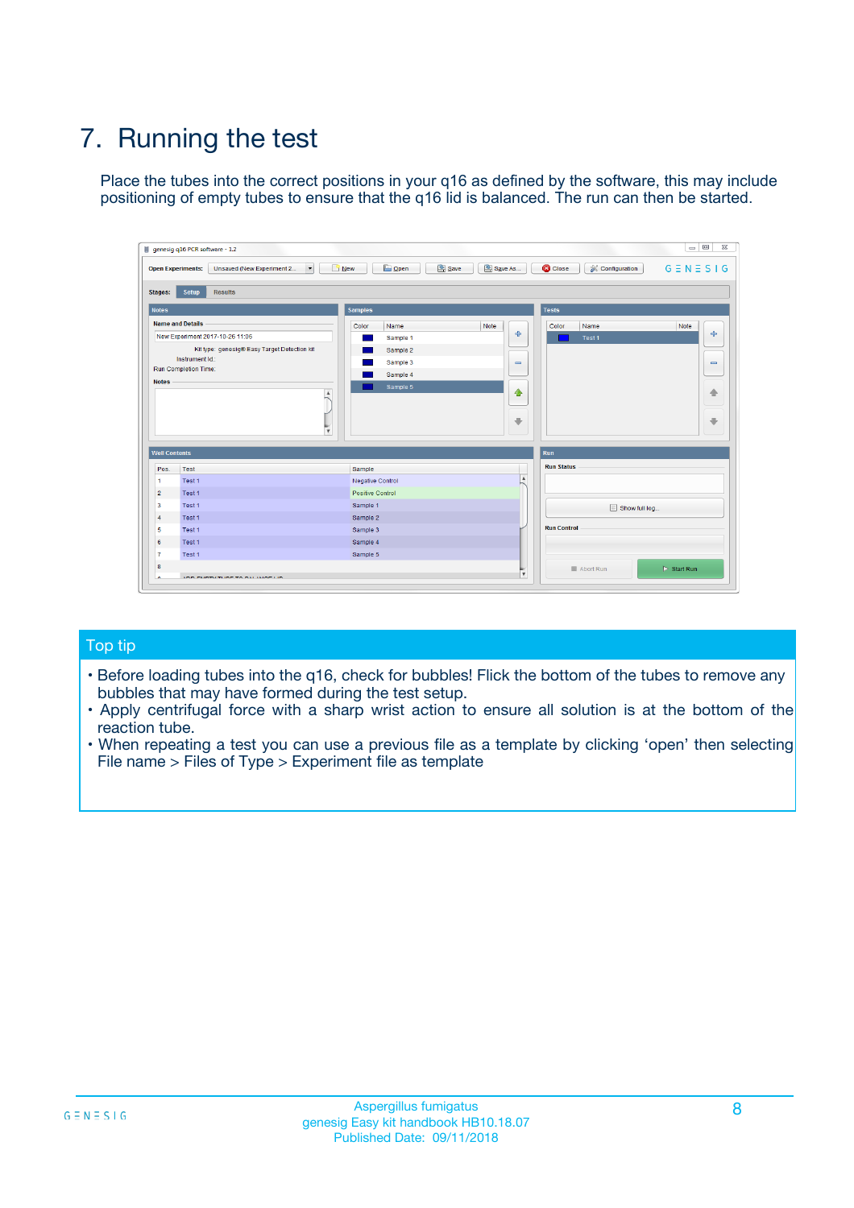# 7. Running the test

Place the tubes into the correct positions in your q16 as defined by the software, this may include positioning of empty tubes to ensure that the q16 lid is balanced. The run can then be started.

## Top tip

- Before loading tubes into the q16, check for bubbles! Flick the bottom of the tubes to remove any bubbles that may have formed during the test setup.
- Apply centrifugal force with a sharp wrist action to ensure all solution is at the bottom of the reaction tube.
- When repeating a test you can use a previous file as a template by clicking 'open' then selecting File name > Files of Type > Experiment file as template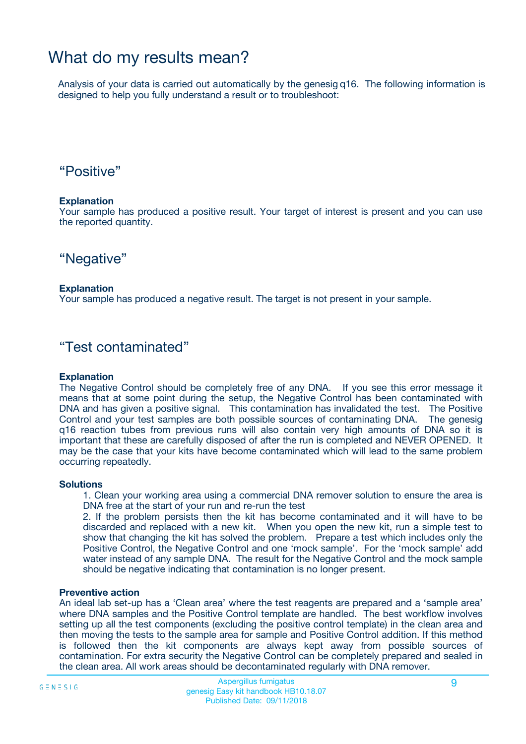# What do my results mean?

Analysis of your data is carried out automatically by the genesig q16. The following information is designed to help you fully understand a result or to troubleshoot:

## “Positive”

**Explanation**
Your sample has produced a positive result. Your target of interest is present and you can use the reported quantity.

## “Negative”

**Explanation**
Your sample has produced a negative result. The target is not present in your sample.

## “Test contaminated”

**Explanation**
The Negative Control should be completely free of any DNA. If you see this error message it means that at some point during the setup, the Negative Control has been contaminated with DNA and has given a positive signal. This contamination has invalidated the test. The Positive Control and your test samples are both possible sources of contaminating DNA. The genesig q16 reaction tubes from previous runs will also contain very high amounts of DNA so it is important that these are carefully disposed of after the run is completed and NEVER OPENED. It may be the case that your kits have become contaminated which will lead to the same problem occurring repeatedly.

**Solutions**

1. Clean your working area using a commercial DNA remover solution to ensure the area is DNA free at the start of your run and re-run the test
2. If the problem persists then the kit has become contaminated and it will have to be discarded and replaced with a new kit. When you open the new kit, run a simple test to show that changing the kit has solved the problem. Prepare a test which includes only the Positive Control, the Negative Control and one ‘mock sample’. For the ‘mock sample’ add water instead of any sample DNA. The result for the Negative Control and the mock sample should be negative indicating that contamination is no longer present.

**Preventive action**
An ideal lab set-up has a ‘Clean area’ where the test reagents are prepared and a ‘sample area’ where DNA samples and the Positive Control template are handled. The best workflow involves setting up all the test components (excluding the positive control template) in the clean area and then moving the tests to the sample area for sample and Positive Control addition. If this method is followed then the kit components are always kept away from possible sources of contamination. For extra security the Negative Control can be completely prepared and sealed in the clean area. All work areas should be decontaminated regularly with DNA remover.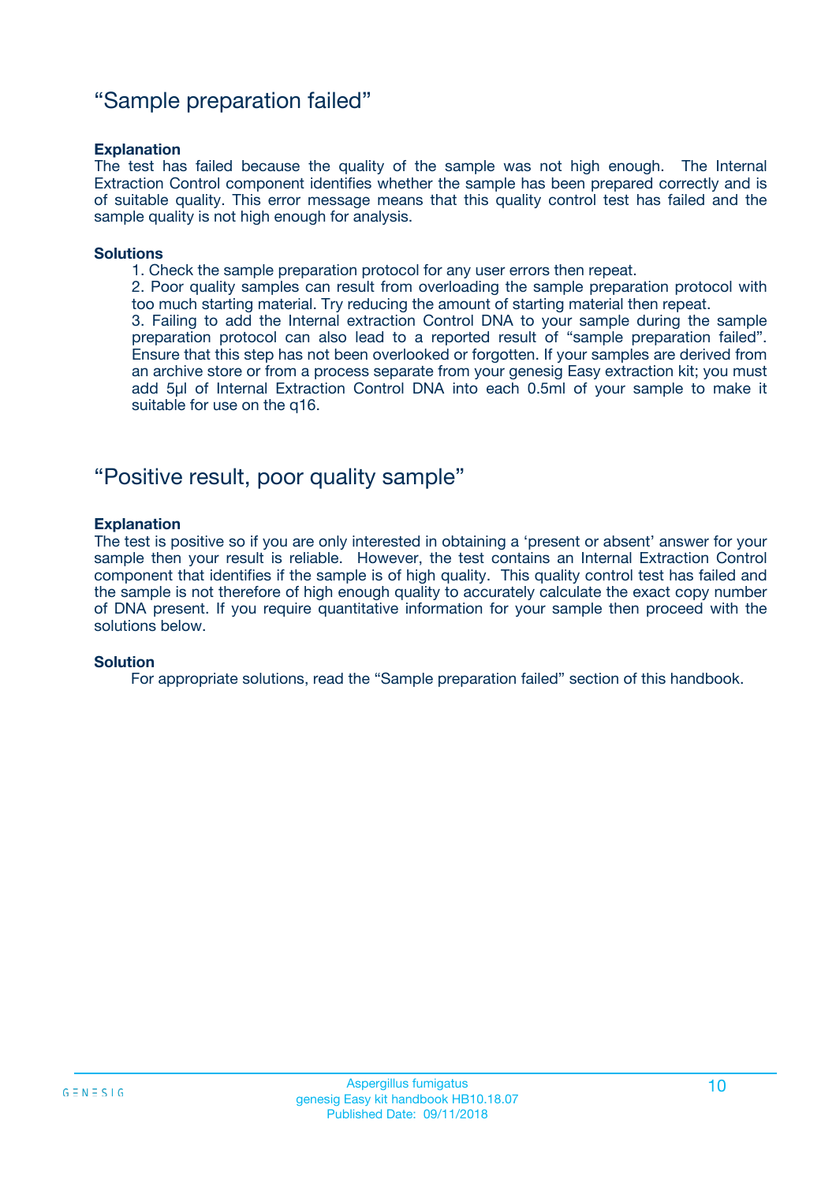## "Sample preparation failed"

**Explanation**

The test has failed because the quality of the sample was not high enough. The Internal Extraction Control component identifies whether the sample has been prepared correctly and is of suitable quality. This error message means that this quality control test has failed and the sample quality is not high enough for analysis.

**Solutions**

1. Check the sample preparation protocol for any user errors then repeat.
2. Poor quality samples can result from overloading the sample preparation protocol with too much starting material. Try reducing the amount of starting material then repeat.
3. Failing to add the Internal extraction Control DNA to your sample during the sample preparation protocol can also lead to a reported result of "sample preparation failed". Ensure that this step has not been overlooked or forgotten. If your samples are derived from an archive store or from a process separate from your genesig Easy extraction kit; you must add 5µl of Internal Extraction Control DNA into each 0.5ml of your sample to make it suitable for use on the q16.

## "Positive result, poor quality sample"

**Explanation**

The test is positive so if you are only interested in obtaining a 'present or absent' answer for your sample then your result is reliable. However, the test contains an Internal Extraction Control component that identifies if the sample is of high quality. This quality control test has failed and the sample is not therefore of high enough quality to accurately calculate the exact copy number of DNA present. If you require quantitative information for your sample then proceed with the solutions below.

**Solution**

For appropriate solutions, read the "Sample preparation failed" section of this handbook.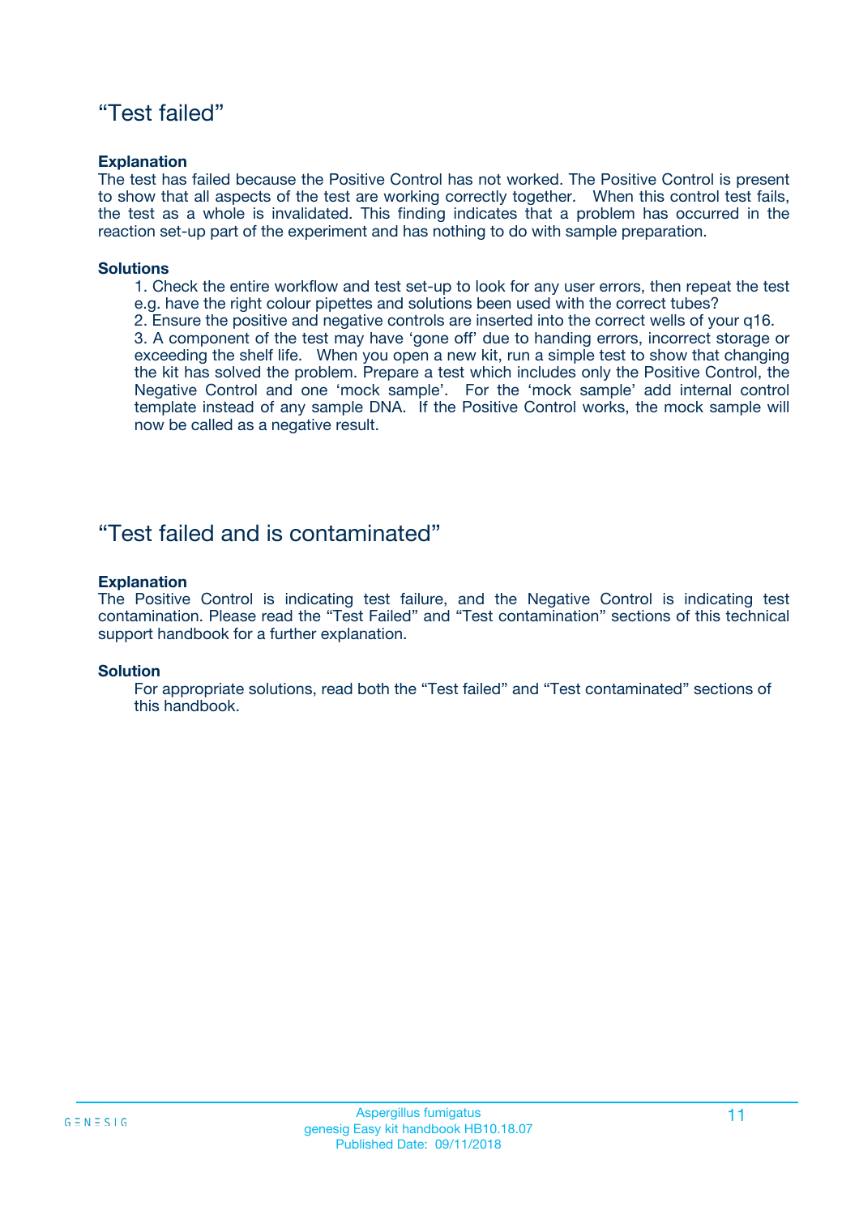## “Test failed”

**Explanation**

The test has failed because the Positive Control has not worked. The Positive Control is present to show that all aspects of the test are working correctly together. When this control test fails, the test as a whole is invalidated. This finding indicates that a problem has occurred in the reaction set-up part of the experiment and has nothing to do with sample preparation.

**Solutions**

1. Check the entire workflow and test set-up to look for any user errors, then repeat the test e.g. have the right colour pipettes and solutions been used with the correct tubes?
2. Ensure the positive and negative controls are inserted into the correct wells of your q16.
3. A component of the test may have ‘gone off’ due to handing errors, incorrect storage or exceeding the shelf life. When you open a new kit, run a simple test to show that changing the kit has solved the problem. Prepare a test which includes only the Positive Control, the Negative Control and one ‘mock sample’. For the ‘mock sample’ add internal control template instead of any sample DNA. If the Positive Control works, the mock sample will now be called as a negative result.

## “Test failed and is contaminated”

**Explanation**

The Positive Control is indicating test failure, and the Negative Control is indicating test contamination. Please read the “Test Failed” and “Test contamination” sections of this technical support handbook for a further explanation.

**Solution**

For appropriate solutions, read both the “Test failed” and “Test contaminated” sections of this handbook.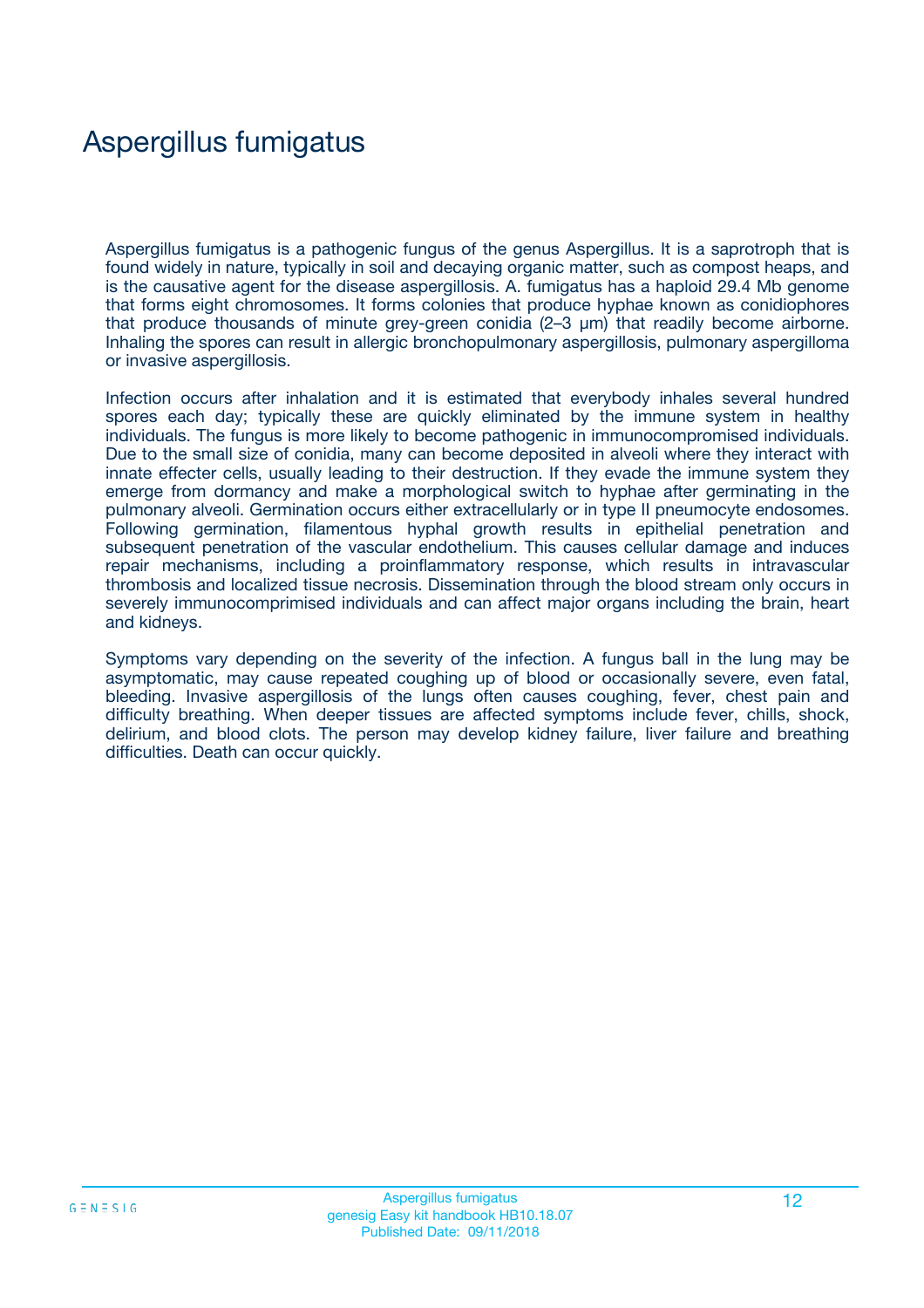# Aspergillus fumigatus

Aspergillus fumigatus is a pathogenic fungus of the genus Aspergillus. It is a saprotroph that is found widely in nature, typically in soil and decaying organic matter, such as compost heaps, and is the causative agent for the disease aspergillosis. A. fumigatus has a haploid 29.4 Mb genome that forms eight chromosomes. It forms colonies that produce hyphae known as conidiophores that produce thousands of minute grey-green conidia (2–3 µm) that readily become airborne. Inhaling the spores can result in allergic bronchopulmonary aspergillosis, pulmonary aspergilloma or invasive aspergillosis.

Infection occurs after inhalation and it is estimated that everybody inhales several hundred spores each day; typically these are quickly eliminated by the immune system in healthy individuals. The fungus is more likely to become pathogenic in immunocompromised individuals. Due to the small size of conidia, many can become deposited in alveoli where they interact with innate effecter cells, usually leading to their destruction. If they evade the immune system they emerge from dormancy and make a morphological switch to hyphae after germinating in the pulmonary alveoli. Germination occurs either extracellularly or in type II pneumocyte endosomes. Following germination, filamentous hyphal growth results in epithelial penetration and subsequent penetration of the vascular endothelium. This causes cellular damage and induces repair mechanisms, including a proinflammatory response, which results in intravascular thrombosis and localized tissue necrosis. Dissemination through the blood stream only occurs in severely immunocomprimised individuals and can affect major organs including the brain, heart and kidneys.

Symptoms vary depending on the severity of the infection. A fungus ball in the lung may be asymptomatic, may cause repeated coughing up of blood or occasionally severe, even fatal, bleeding. Invasive aspergillosis of the lungs often causes coughing, fever, chest pain and difficulty breathing. When deeper tissues are affected symptoms include fever, chills, shock, delirium, and blood clots. The person may develop kidney failure, liver failure and breathing difficulties. Death can occur quickly.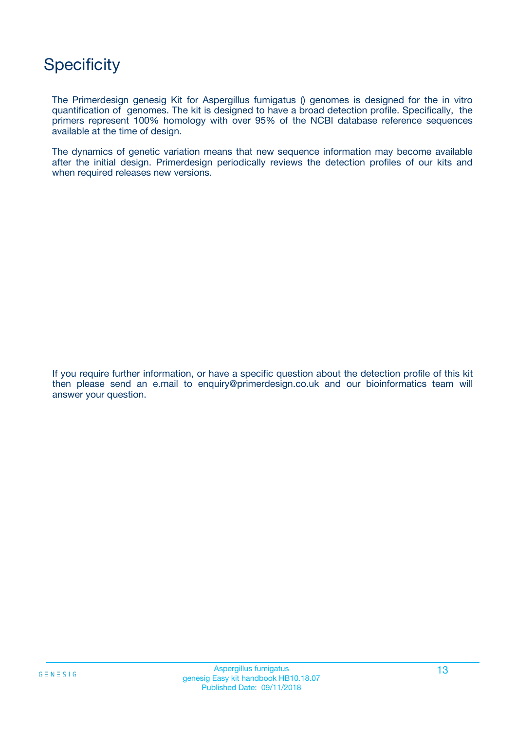# Specificity

The Primerdesign genesig Kit for Aspergillus fumigatus () genomes is designed for the in vitro quantification of  genomes. The kit is designed to have a broad detection profile. Specifically,  the primers represent 100% homology with over 95% of the NCBI database reference sequences available at the time of design.

The dynamics of genetic variation means that new sequence information may become available after the initial design. Primerdesign periodically reviews the detection profiles of our kits and when required releases new versions.

If you require further information, or have a specific question about the detection profile of this kit then please send an e.mail to enquiry@primerdesign.co.uk and our bioinformatics team will answer your question.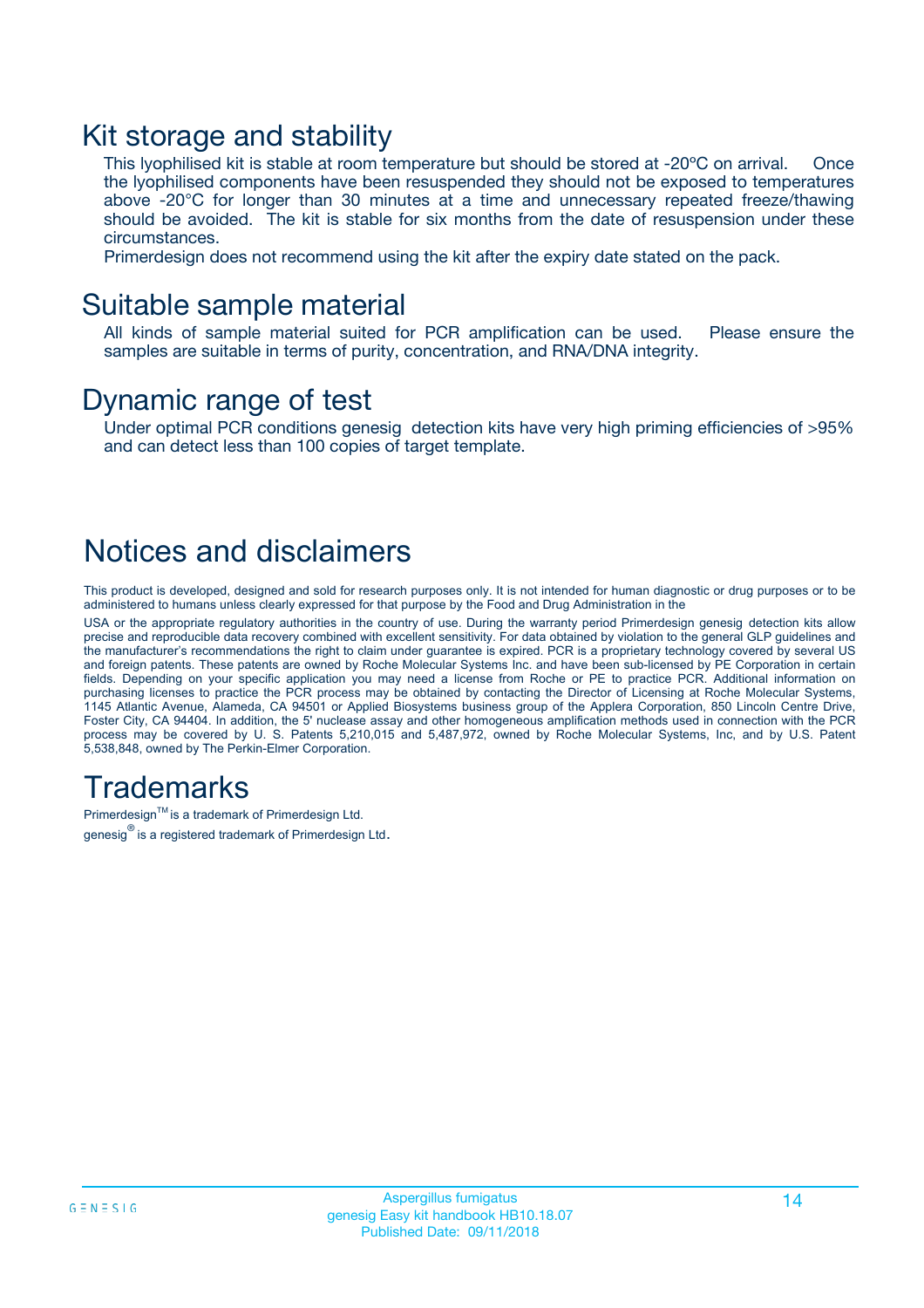## Kit storage and stability

This lyophilised kit is stable at room temperature but should be stored at -20ºC on arrival. Once the lyophilised components have been resuspended they should not be exposed to temperatures above -20°C for longer than 30 minutes at a time and unnecessary repeated freeze/thawing should be avoided. The kit is stable for six months from the date of resuspension under these circumstances.

Primerdesign does not recommend using the kit after the expiry date stated on the pack.

## Suitable sample material

All kinds of sample material suited for PCR amplification can be used. Please ensure the samples are suitable in terms of purity, concentration, and RNA/DNA integrity.

## Dynamic range of test

Under optimal PCR conditions genesig detection kits have very high priming efficiencies of >95% and can detect less than 100 copies of target template.

# Notices and disclaimers

This product is developed, designed and sold for research purposes only. It is not intended for human diagnostic or drug purposes or to be administered to humans unless clearly expressed for that purpose by the Food and Drug Administration in the

USA or the appropriate regulatory authorities in the country of use. During the warranty period Primerdesign genesig detection kits allow precise and reproducible data recovery combined with excellent sensitivity. For data obtained by violation to the general GLP guidelines and the manufacturer's recommendations the right to claim under guarantee is expired. PCR is a proprietary technology covered by several US and foreign patents. These patents are owned by Roche Molecular Systems Inc. and have been sub-licensed by PE Corporation in certain fields. Depending on your specific application you may need a license from Roche or PE to practice PCR. Additional information on purchasing licenses to practice the PCR process may be obtained by contacting the Director of Licensing at Roche Molecular Systems, 1145 Atlantic Avenue, Alameda, CA 94501 or Applied Biosystems business group of the Applera Corporation, 850 Lincoln Centre Drive, Foster City, CA 94404. In addition, the 5' nuclease assay and other homogeneous amplification methods used in connection with the PCR process may be covered by U. S. Patents 5,210,015 and 5,487,972, owned by Roche Molecular Systems, Inc, and by U.S. Patent 5,538,848, owned by The Perkin-Elmer Corporation.

# Trademarks

Primerdesign™ is a trademark of Primerdesign Ltd.

genesig® is a registered trademark of Primerdesign Ltd.